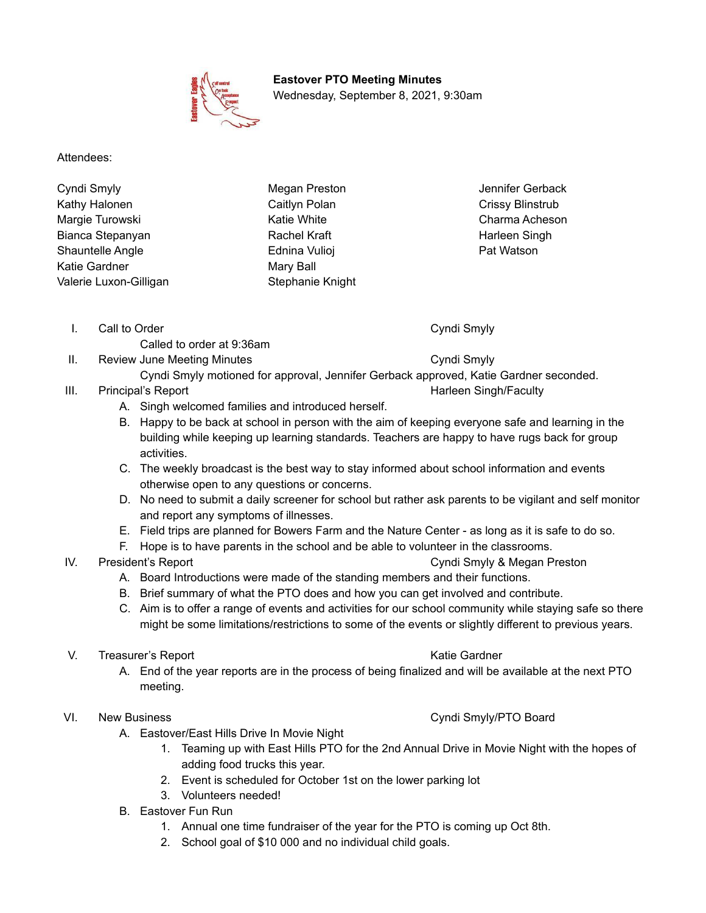**Eastover PTO Meeting Minutes**

Wednesday, September 8, 2021, 9:30am

Attendees:

Cyndi Smyly
Kathy Halonen
Margie Turowski
Bianca Stepanyan
Shauntelle Angle
Katie Gardner
Valerie Luxon-Gilligan
Megan Preston
Caitlyn Polan
Katie White
Rachel Kraft
Ednina Vulioj
Mary Ball
Stephanie Knight
Jennifer Gerback
Crissy Blinstrub
Charma Acheson
Harleen Singh
Pat Watson

I. Call to Order — Cyndi Smyly
   Called to order at 9:36am

II. Review June Meeting Minutes — Cyndi Smyly
   Cyndi Smyly motioned for approval, Jennifer Gerback approved, Katie Gardner seconded.

III. Principal's Report — Harleen Singh/Faculty
   A. Singh welcomed families and introduced herself.
   B. Happy to be back at school in person with the aim of keeping everyone safe and learning in the building while keeping up learning standards. Teachers are happy to have rugs back for group activities.
   C. The weekly broadcast is the best way to stay informed about school information and events otherwise open to any questions or concerns.
   D. No need to submit a daily screener for school but rather ask parents to be vigilant and self monitor and report any symptoms of illnesses.
   E. Field trips are planned for Bowers Farm and the Nature Center - as long as it is safe to do so.
   F. Hope is to have parents in the school and be able to volunteer in the classrooms.

IV. President's Report — Cyndi Smyly & Megan Preston
   A. Board Introductions were made of the standing members and their functions.
   B. Brief summary of what the PTO does and how you can get involved and contribute.
   C. Aim is to offer a range of events and activities for our school community while staying safe so there might be some limitations/restrictions to some of the events or slightly different to previous years.

V. Treasurer's Report — Katie Gardner
   A. End of the year reports are in the process of being finalized and will be available at the next PTO meeting.

VI. New Business — Cyndi Smyly/PTO Board
   A. Eastover/East Hills Drive In Movie Night
      1. Teaming up with East Hills PTO for the 2nd Annual Drive in Movie Night with the hopes of adding food trucks this year.
      2. Event is scheduled for October 1st on the lower parking lot
      3. Volunteers needed!
   B. Eastover Fun Run
      1. Annual one time fundraiser of the year for the PTO is coming up Oct 8th.
      2. School goal of $10 000 and no individual child goals.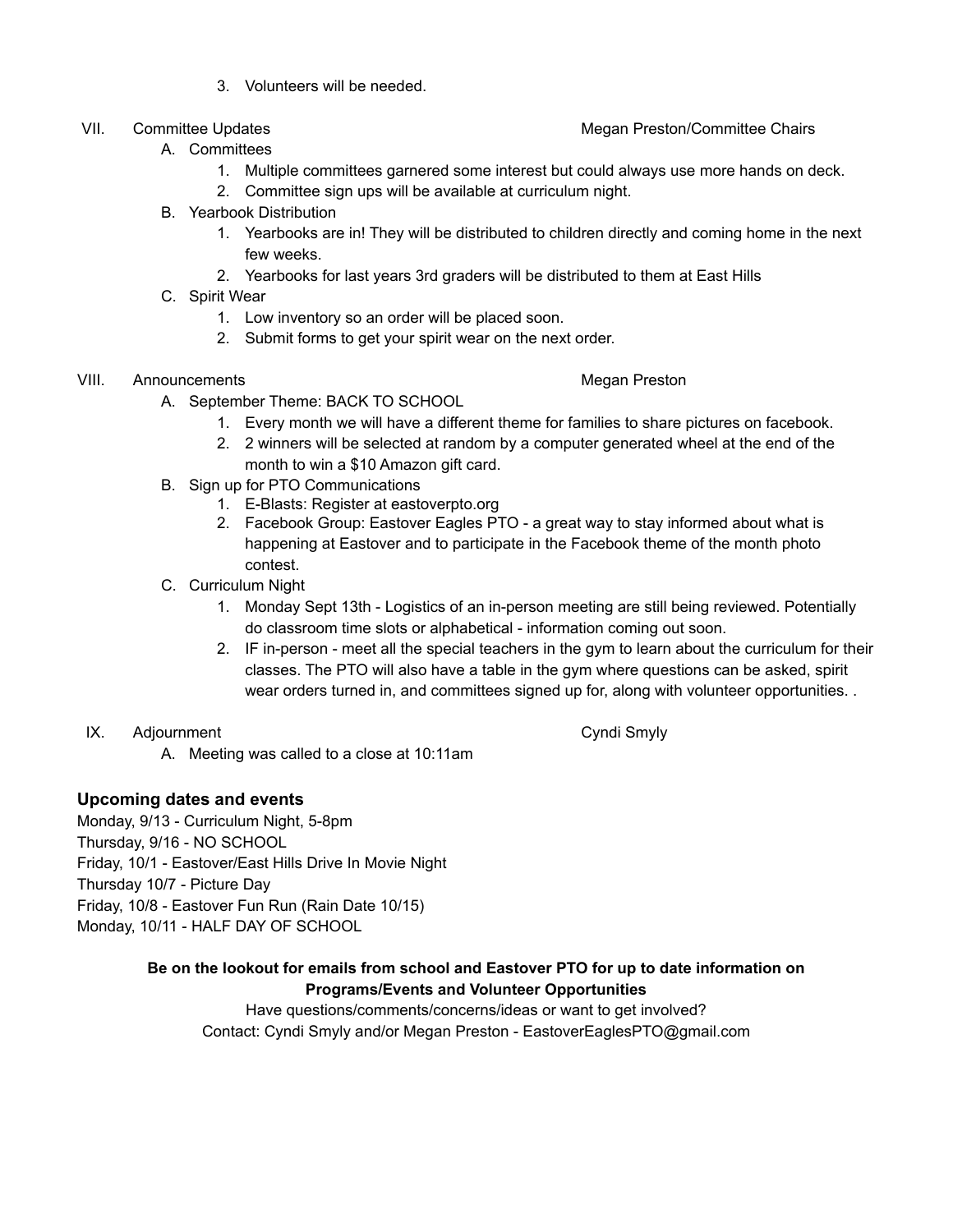3. Volunteers will be needed.

VII. Committee Updates — Megan Preston/Committee Chairs

- A. Committees
  1. Multiple committees garnered some interest but could always use more hands on deck.
  2. Committee sign ups will be available at curriculum night.
- B. Yearbook Distribution
  1. Yearbooks are in! They will be distributed to children directly and coming home in the next few weeks.
  2. Yearbooks for last years 3rd graders will be distributed to them at East Hills
- C. Spirit Wear
  1. Low inventory so an order will be placed soon.
  2. Submit forms to get your spirit wear on the next order.

VIII. Announcements — Megan Preston

- A. September Theme: BACK TO SCHOOL
  1. Every month we will have a different theme for families to share pictures on facebook.
  2. 2 winners will be selected at random by a computer generated wheel at the end of the month to win a $10 Amazon gift card.
- B. Sign up for PTO Communications
  1. E-Blasts: Register at eastoverpto.org
  2. Facebook Group: Eastover Eagles PTO - a great way to stay informed about what is happening at Eastover and to participate in the Facebook theme of the month photo contest.
- C. Curriculum Night
  1. Monday Sept 13th - Logistics of an in-person meeting are still being reviewed. Potentially do classroom time slots or alphabetical - information coming out soon.
  2. IF in-person - meet all the special teachers in the gym to learn about the curriculum for their classes. The PTO will also have a table in the gym where questions can be asked, spirit wear orders turned in, and committees signed up for, along with volunteer opportunities. .

IX. Adjournment — Cyndi Smyly

- A. Meeting was called to a close at 10:11am

## Upcoming dates and events

Monday, 9/13 - Curriculum Night, 5-8pm  
Thursday, 9/16 - NO SCHOOL  
Friday, 10/1 - Eastover/East Hills Drive In Movie Night  
Thursday 10/7 - Picture Day  
Friday, 10/8 - Eastover Fun Run (Rain Date 10/15)  
Monday, 10/11 - HALF DAY OF SCHOOL

**Be on the lookout for emails from school and Eastover PTO for up to date information on Programs/Events and Volunteer Opportunities**

Have questions/comments/concerns/ideas or want to get involved?  
Contact: Cyndi Smyly and/or Megan Preston - EastoverEaglesPTO@gmail.com